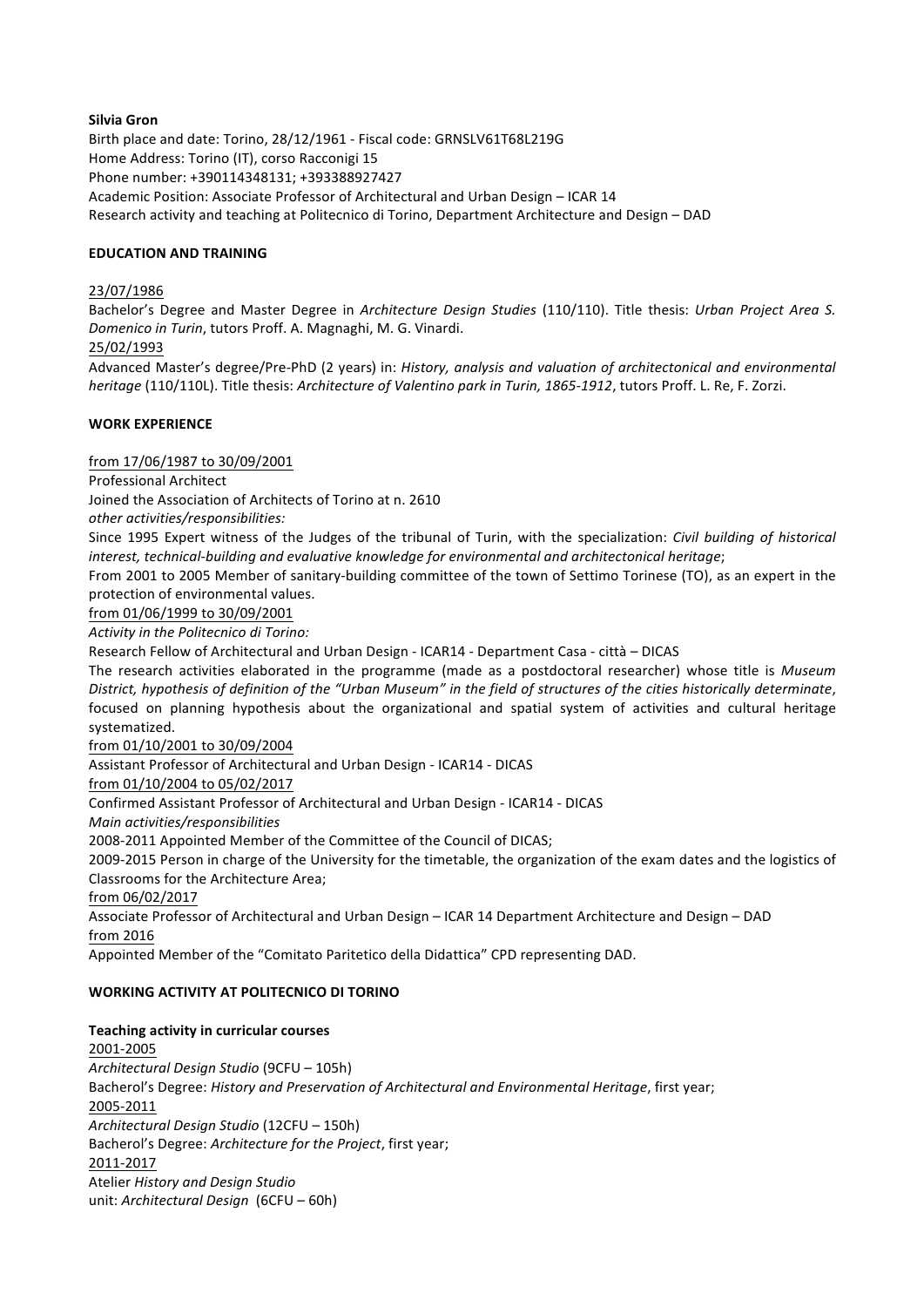**Silvia Gron**

Birth place and date: Torino, 28/12/1961 - Fiscal code: GRNSLV61T68L219G
Home Address: Torino (IT), corso Racconigi 15
Phone number: +390114348131; +393388927427
Academic Position: Associate Professor of Architectural and Urban Design – ICAR 14
Research activity and teaching at Politecnico di Torino, Department Architecture and Design – DAD

## EDUCATION AND TRAINING

23/07/1986

Bachelor's Degree and Master Degree in *Architecture Design Studies* (110/110). Title thesis: *Urban Project Area S. Domenico in Turin*, tutors Proff. A. Magnaghi, M. G. Vinardi.

25/02/1993

Advanced Master's degree/Pre-PhD (2 years) in: *History, analysis and valuation of architectonical and environmental heritage* (110/110L). Title thesis: *Architecture of Valentino park in Turin, 1865-1912*, tutors Proff. L. Re, F. Zorzi.

## WORK EXPERIENCE

from 17/06/1987 to 30/09/2001

Professional Architect

Joined the Association of Architects of Torino at n. 2610

*other activities/responsibilities:*

Since 1995 Expert witness of the Judges of the tribunal of Turin, with the specialization: *Civil building of historical interest, technical-building and evaluative knowledge for environmental and architectonical heritage*;

From 2001 to 2005 Member of sanitary-building committee of the town of Settimo Torinese (TO), as an expert in the protection of environmental values.

from 01/06/1999 to 30/09/2001

*Activity in the Politecnico di Torino:*

Research Fellow of Architectural and Urban Design - ICAR14 - Department Casa - città – DICAS

The research activities elaborated in the programme (made as a postdoctoral researcher) whose title is *Museum District, hypothesis of definition of the "Urban Museum" in the field of structures of the cities historically determinate*, focused on planning hypothesis about the organizational and spatial system of activities and cultural heritage systematized.

from 01/10/2001 to 30/09/2004

Assistant Professor of Architectural and Urban Design - ICAR14 - DICAS

from 01/10/2004 to 05/02/2017

Confirmed Assistant Professor of Architectural and Urban Design - ICAR14 - DICAS

*Main activities/responsibilities*

2008-2011 Appointed Member of the Committee of the Council of DICAS;

2009-2015 Person in charge of the University for the timetable, the organization of the exam dates and the logistics of Classrooms for the Architecture Area;

from 06/02/2017

Associate Professor of Architectural and Urban Design – ICAR 14 Department Architecture and Design – DAD

from 2016

Appointed Member of the "Comitato Paritetico della Didattica" CPD representing DAD.

## WORKING ACTIVITY AT POLITECNICO DI TORINO

### Teaching activity in curricular courses

2001-2005

*Architectural Design Studio* (9CFU – 105h)

Bacherol's Degree: *History and Preservation of Architectural and Environmental Heritage*, first year;

2005-2011

*Architectural Design Studio* (12CFU – 150h)

Bacherol's Degree: *Architecture for the Project*, first year;

2011-2017

Atelier *History and Design Studio*

unit: *Architectural Design* (6CFU – 60h)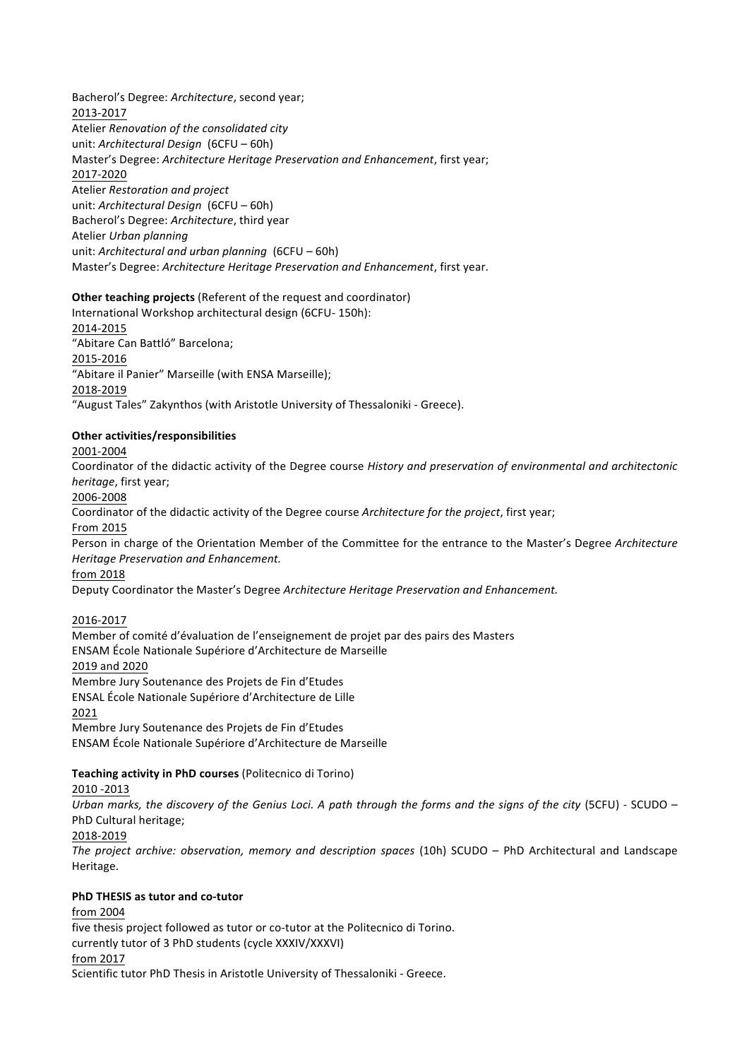Bacherol's Degree: *Architecture*, second year;
2013-2017
Atelier *Renovation of the consolidated city*
unit: *Architectural Design* (6CFU – 60h)
Master's Degree: *Architecture Heritage Preservation and Enhancement*, first year;
2017-2020
Atelier *Restoration and project*
unit: *Architectural Design* (6CFU – 60h)
Bacherol's Degree: *Architecture*, third year
Atelier *Urban planning*
unit: *Architectural and urban planning* (6CFU – 60h)
Master's Degree: *Architecture Heritage Preservation and Enhancement*, first year.

**Other teaching projects** (Referent of the request and coordinator)
International Workshop architectural design (6CFU- 150h):
2014-2015
"Abitare Can Battló" Barcelona;
2015-2016
"Abitare il Panier" Marseille (with ENSA Marseille);
2018-2019
"August Tales" Zakynthos (with Aristotle University of Thessaloniki - Greece).

**Other activities/responsibilities**
2001-2004
Coordinator of the didactic activity of the Degree course *History and preservation of environmental and architectonic heritage*, first year;
2006-2008
Coordinator of the didactic activity of the Degree course *Architecture for the project*, first year;
From 2015
Person in charge of the Orientation Member of the Committee for the entrance to the Master's Degree *Architecture Heritage Preservation and Enhancement.*
from 2018
Deputy Coordinator the Master's Degree *Architecture Heritage Preservation and Enhancement.*

2016-2017
Member of comité d'évaluation de l'enseignement de projet par des pairs des Masters
ENSAM École Nationale Supériore d'Architecture de Marseille
2019 and 2020
Membre Jury Soutenance des Projets de Fin d'Etudes
ENSAL École Nationale Supériore d'Architecture de Lille
2021
Membre Jury Soutenance des Projets de Fin d'Etudes
ENSAM École Nationale Supériore d'Architecture de Marseille

**Teaching activity in PhD courses** (Politecnico di Torino)
2010 -2013
*Urban marks, the discovery of the Genius Loci. A path through the forms and the signs of the city* (5CFU) - SCUDO – PhD Cultural heritage;
2018-2019
*The project archive: observation, memory and description spaces* (10h) SCUDO – PhD Architectural and Landscape Heritage.

**PhD THESIS as tutor and co-tutor**
from 2004
five thesis project followed as tutor or co-tutor at the Politecnico di Torino.
currently tutor of 3 PhD students (cycle XXXIV/XXXVI)
from 2017
Scientific tutor PhD Thesis in Aristotle University of Thessaloniki - Greece.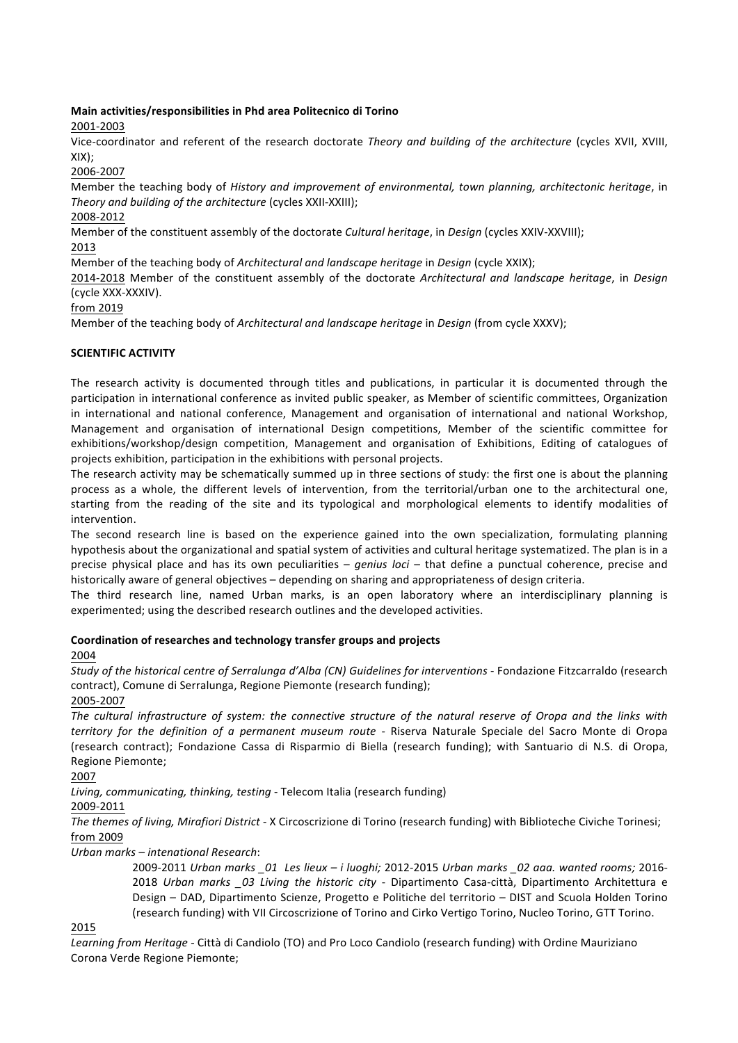**Main activities/responsibilities in Phd area Politecnico di Torino**

2001-2003

Vice-coordinator and referent of the research doctorate *Theory and building of the architecture* (cycles XVII, XVIII, XIX);

2006-2007

Member the teaching body of *History and improvement of environmental, town planning, architectonic heritage*, in *Theory and building of the architecture* (cycles XXII-XXIII);

2008-2012

Member of the constituent assembly of the doctorate *Cultural heritage*, in *Design* (cycles XXIV-XXVIII);

2013

Member of the teaching body of *Architectural and landscape heritage* in *Design* (cycle XXIX);

2014-2018 Member of the constituent assembly of the doctorate *Architectural and landscape heritage*, in *Design* (cycle XXX-XXXIV).

from 2019

Member of the teaching body of *Architectural and landscape heritage* in *Design* (from cycle XXXV);

**SCIENTIFIC ACTIVITY**

The research activity is documented through titles and publications, in particular it is documented through the participation in international conference as invited public speaker, as Member of scientific committees, Organization in international and national conference, Management and organisation of international and national Workshop, Management and organisation of international Design competitions, Member of the scientific committee for exhibitions/workshop/design competition, Management and organisation of Exhibitions, Editing of catalogues of projects exhibition, participation in the exhibitions with personal projects.

The research activity may be schematically summed up in three sections of study: the first one is about the planning process as a whole, the different levels of intervention, from the territorial/urban one to the architectural one, starting from the reading of the site and its typological and morphological elements to identify modalities of intervention.

The second research line is based on the experience gained into the own specialization, formulating planning hypothesis about the organizational and spatial system of activities and cultural heritage systematized. The plan is in a precise physical place and has its own peculiarities – *genius loci* – that define a punctual coherence, precise and historically aware of general objectives – depending on sharing and appropriateness of design criteria.

The third research line, named Urban marks, is an open laboratory where an interdisciplinary planning is experimented; using the described research outlines and the developed activities.

**Coordination of researches and technology transfer groups and projects**

2004

*Study of the historical centre of Serralunga d'Alba (CN) Guidelines for interventions* - Fondazione Fitzcarraldo (research contract), Comune di Serralunga, Regione Piemonte (research funding);

2005-2007

*The cultural infrastructure of system: the connective structure of the natural reserve of Oropa and the links with territory for the definition of a permanent museum route* - Riserva Naturale Speciale del Sacro Monte di Oropa (research contract); Fondazione Cassa di Risparmio di Biella (research funding); with Santuario di N.S. di Oropa, Regione Piemonte;

2007

*Living, communicating, thinking, testing* - Telecom Italia (research funding)

2009-2011

*The themes of living, Mirafiori District* - X Circoscrizione di Torino (research funding) with Biblioteche Civiche Torinesi;

from 2009

*Urban marks – intenational Research*:

> 2009-2011 *Urban marks _01 Les lieux – i luoghi;* 2012-2015 *Urban marks _02 aaa. wanted rooms;* 2016-2018 *Urban marks _03 Living the historic city* - Dipartimento Casa-città, Dipartimento Architettura e Design – DAD, Dipartimento Scienze, Progetto e Politiche del territorio – DIST and Scuola Holden Torino (research funding) with VII Circoscrizione of Torino and Cirko Vertigo Torino, Nucleo Torino, GTT Torino.

2015

*Learning from Heritage* - Città di Candiolo (TO) and Pro Loco Candiolo (research funding) with Ordine Mauriziano Corona Verde Regione Piemonte;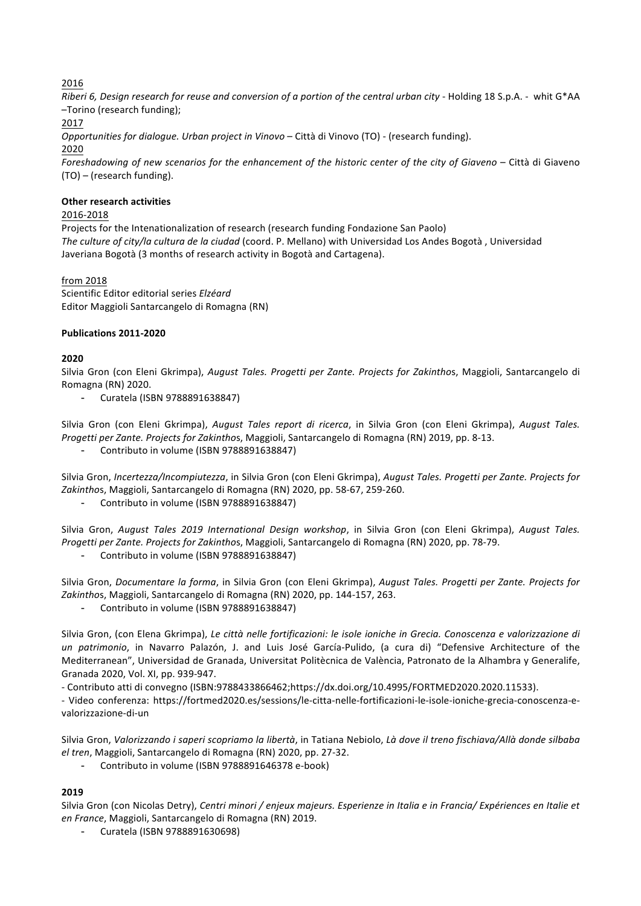2016

*Riberi 6, Design research for reuse and conversion of a portion of the central urban city* - Holding 18 S.p.A. - whit G*AA –Torino (research funding);

2017

*Opportunities for dialogue. Urban project in Vinovo* – Città di Vinovo (TO) - (research funding).

2020

*Foreshadowing of new scenarios for the enhancement of the historic center of the city of Giaveno* – Città di Giaveno (TO) – (research funding).

**Other research activities**

2016-2018

Projects for the Intenationalization of research (research funding Fondazione San Paolo)
*The culture of city/la cultura de la ciudad* (coord. P. Mellano) with Universidad Los Andes Bogotà , Universidad Javeriana Bogotà (3 months of research activity in Bogotà and Cartagena).

from 2018

Scientific Editor editorial series *Elzéard*
Editor Maggioli Santarcangelo di Romagna (RN)

**Publications 2011-2020**

**2020**

Silvia Gron (con Eleni Gkrimpa), *August Tales. Progetti per Zante. Projects for Zakinthos*, Maggioli, Santarcangelo di Romagna (RN) 2020.

- Curatela (ISBN 9788891638847)

Silvia Gron (con Eleni Gkrimpa), *August Tales report di ricerca*, in Silvia Gron (con Eleni Gkrimpa), *August Tales. Progetti per Zante. Projects for Zakinthos*, Maggioli, Santarcangelo di Romagna (RN) 2019, pp. 8-13.

- Contributo in volume (ISBN 9788891638847)

Silvia Gron, *Incertezza/Incompiutezza*, in Silvia Gron (con Eleni Gkrimpa), *August Tales. Progetti per Zante. Projects for Zakinthos*, Maggioli, Santarcangelo di Romagna (RN) 2020, pp. 58-67, 259-260.

- Contributo in volume (ISBN 9788891638847)

Silvia Gron, *August Tales 2019 International Design workshop*, in Silvia Gron (con Eleni Gkrimpa), *August Tales. Progetti per Zante. Projects for Zakinthos*, Maggioli, Santarcangelo di Romagna (RN) 2020, pp. 78-79.

- Contributo in volume (ISBN 9788891638847)

Silvia Gron, *Documentare la forma*, in Silvia Gron (con Eleni Gkrimpa), *August Tales. Progetti per Zante. Projects for Zakinthos*, Maggioli, Santarcangelo di Romagna (RN) 2020, pp. 144-157, 263.

- Contributo in volume (ISBN 9788891638847)

Silvia Gron, (con Elena Gkrimpa), *Le città nelle fortificazioni: le isole ioniche in Grecia. Conoscenza e valorizzazione di un patrimonio*, in Navarro Palazón, J. and Luis José García-Pulido, (a cura di) "Defensive Architecture of the Mediterranean", Universidad de Granada, Universitat Politècnica de València, Patronato de la Alhambra y Generalife, Granada 2020, Vol. XI, pp. 939-947.

- Contributo atti di convegno (ISBN:9788433866462;https://dx.doi.org/10.4995/FORTMED2020.2020.11533).
- Video conferenza: https://fortmed2020.es/sessions/le-citta-nelle-fortificazioni-le-isole-ioniche-grecia-conoscenza-e-valorizzazione-di-un

Silvia Gron, *Valorizzando i saperi scopriamo la libertà*, in Tatiana Nebiolo, *Là dove il treno fischiava/Allà donde silbaba el tren*, Maggioli, Santarcangelo di Romagna (RN) 2020, pp. 27-32.

- Contributo in volume (ISBN 9788891646378 e-book)

**2019**

Silvia Gron (con Nicolas Detry), *Centri minori / enjeux majeurs. Esperienze in Italia e in Francia/ Expériences en Italie et en France*, Maggioli, Santarcangelo di Romagna (RN) 2019.

- Curatela (ISBN 9788891630698)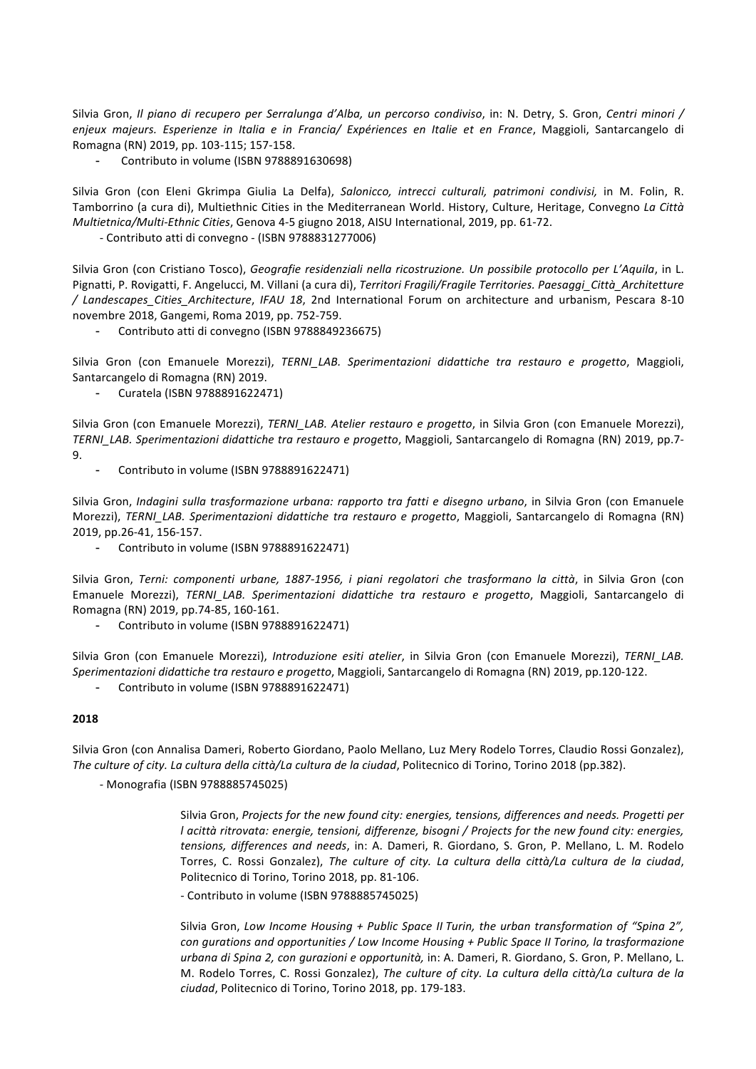Silvia Gron, *Il piano di recupero per Serralunga d'Alba, un percorso condiviso*, in: N. Detry, S. Gron, *Centri minori / enjeux majeurs. Esperienze in Italia e in Francia/ Expériences en Italie et en France*, Maggioli, Santarcangelo di Romagna (RN) 2019, pp. 103-115; 157-158.

- Contributo in volume (ISBN 9788891630698)

Silvia Gron (con Eleni Gkrimpa Giulia La Delfa), *Salonicco, intrecci culturali, patrimoni condivisi,* in M. Folin, R. Tamborrino (a cura di), Multiethnic Cities in the Mediterranean World. History, Culture, Heritage, Convegno *La Città Multietnica/Multi-Ethnic Cities*, Genova 4-5 giugno 2018, AISU International, 2019, pp. 61-72.

- Contributo atti di convegno - (ISBN 9788831277006)

Silvia Gron (con Cristiano Tosco), *Geografie residenziali nella ricostruzione. Un possibile protocollo per L'Aquila*, in L. Pignatti, P. Rovigatti, F. Angelucci, M. Villani (a cura di), *Territori Fragili/Fragile Territories. Paesaggi_Città_Architetture / Landescapes_Cities_Architecture*, *IFAU 18*, 2nd International Forum on architecture and urbanism, Pescara 8-10 novembre 2018, Gangemi, Roma 2019, pp. 752-759.

- Contributo atti di convegno (ISBN 9788849236675)

Silvia Gron (con Emanuele Morezzi), *TERNI_LAB. Sperimentazioni didattiche tra restauro e progetto*, Maggioli, Santarcangelo di Romagna (RN) 2019.

- Curatela (ISBN 9788891622471)

Silvia Gron (con Emanuele Morezzi), *TERNI_LAB. Atelier restauro e progetto*, in Silvia Gron (con Emanuele Morezzi), *TERNI_LAB. Sperimentazioni didattiche tra restauro e progetto*, Maggioli, Santarcangelo di Romagna (RN) 2019, pp.7-9.

- Contributo in volume (ISBN 9788891622471)

Silvia Gron, *Indagini sulla trasformazione urbana: rapporto tra fatti e disegno urbano*, in Silvia Gron (con Emanuele Morezzi), *TERNI_LAB. Sperimentazioni didattiche tra restauro e progetto*, Maggioli, Santarcangelo di Romagna (RN) 2019, pp.26-41, 156-157.

- Contributo in volume (ISBN 9788891622471)

Silvia Gron, *Terni: componenti urbane, 1887-1956, i piani regolatori che trasformano la città*, in Silvia Gron (con Emanuele Morezzi), *TERNI_LAB. Sperimentazioni didattiche tra restauro e progetto*, Maggioli, Santarcangelo di Romagna (RN) 2019, pp.74-85, 160-161.

- Contributo in volume (ISBN 9788891622471)

Silvia Gron (con Emanuele Morezzi), *Introduzione esiti atelier*, in Silvia Gron (con Emanuele Morezzi), *TERNI_LAB. Sperimentazioni didattiche tra restauro e progetto*, Maggioli, Santarcangelo di Romagna (RN) 2019, pp.120-122.

- Contributo in volume (ISBN 9788891622471)

**2018**

Silvia Gron (con Annalisa Dameri, Roberto Giordano, Paolo Mellano, Luz Mery Rodelo Torres, Claudio Rossi Gonzalez), *The culture of city. La cultura della città/La cultura de la ciudad*, Politecnico di Torino, Torino 2018 (pp.382).

- Monografia (ISBN 9788885745025)

> Silvia Gron, *Projects for the new found city: energies, tensions, differences and needs. Progetti per l acittà ritrovata: energie, tensioni, differenze, bisogni / Projects for the new found city: energies, tensions, differences and needs*, in: A. Dameri, R. Giordano, S. Gron, P. Mellano, L. M. Rodelo Torres, C. Rossi Gonzalez), *The culture of city. La cultura della città/La cultura de la ciudad*, Politecnico di Torino, Torino 2018, pp. 81-106.
>
> - Contributo in volume (ISBN 9788885745025)
>
> Silvia Gron, *Low Income Housing + Public Space II Turin, the urban transformation of "Spina 2", con gurations and opportunities / Low Income Housing + Public Space II Torino, la trasformazione urbana di Spina 2, con gurazioni e opportunità,* in: A. Dameri, R. Giordano, S. Gron, P. Mellano, L. M. Rodelo Torres, C. Rossi Gonzalez), *The culture of city. La cultura della città/La cultura de la ciudad*, Politecnico di Torino, Torino 2018, pp. 179-183.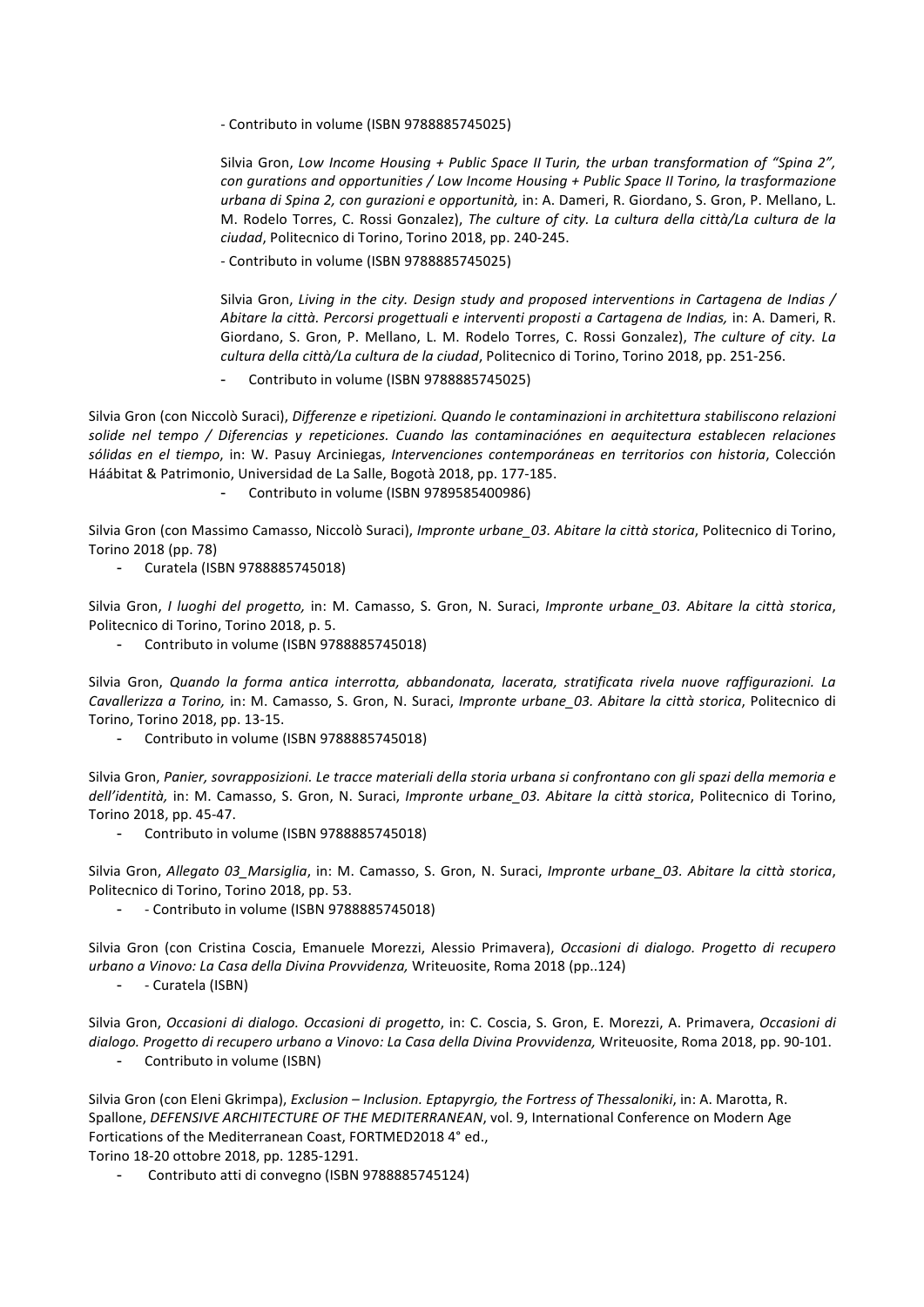- Contributo in volume (ISBN 9788885745025)

Silvia Gron, *Low Income Housing + Public Space II Turin, the urban transformation of "Spina 2", con gurations and opportunities / Low Income Housing + Public Space II Torino, la trasformazione urbana di Spina 2, con gurazioni e opportunità,* in: A. Dameri, R. Giordano, S. Gron, P. Mellano, L. M. Rodelo Torres, C. Rossi Gonzalez), *The culture of city. La cultura della città/La cultura de la ciudad*, Politecnico di Torino, Torino 2018, pp. 240-245.

- Contributo in volume (ISBN 9788885745025)

Silvia Gron, *Living in the city. Design study and proposed interventions in Cartagena de Indias / Abitare la città. Percorsi progettuali e interventi proposti a Cartagena de Indias,* in: A. Dameri, R. Giordano, S. Gron, P. Mellano, L. M. Rodelo Torres, C. Rossi Gonzalez), *The culture of city. La cultura della città/La cultura de la ciudad*, Politecnico di Torino, Torino 2018, pp. 251-256.

- Contributo in volume (ISBN 9788885745025)

Silvia Gron (con Niccolò Suraci), *Differenze e ripetizioni. Quando le contaminazioni in architettura stabiliscono relazioni solide nel tempo / Diferencias y repeticiones. Cuando las contaminaciónes en aequitectura establecen relaciones sólidas en el tiempo*, in: W. Pasuy Arciniegas, *Intervenciones contemporáneas en territorios con historia*, Colección Háábitat & Patrimonio, Universidad de La Salle, Bogotà 2018, pp. 177-185.

- Contributo in volume (ISBN 9789585400986)

Silvia Gron (con Massimo Camasso, Niccolò Suraci), *Impronte urbane_03. Abitare la città storica*, Politecnico di Torino, Torino 2018 (pp. 78)

- Curatela (ISBN 9788885745018)

Silvia Gron, *I luoghi del progetto,* in: M. Camasso, S. Gron, N. Suraci, *Impronte urbane_03. Abitare la città storica*, Politecnico di Torino, Torino 2018, p. 5.

- Contributo in volume (ISBN 9788885745018)

Silvia Gron, *Quando la forma antica interrotta, abbandonata, lacerata, stratificata rivela nuove raffigurazioni. La Cavallerizza a Torino,* in: M. Camasso, S. Gron, N. Suraci, *Impronte urbane_03. Abitare la città storica*, Politecnico di Torino, Torino 2018, pp. 13-15.

- Contributo in volume (ISBN 9788885745018)

Silvia Gron, *Panier, sovrapposizioni. Le tracce materiali della storia urbana si confrontano con gli spazi della memoria e dell'identità,* in: M. Camasso, S. Gron, N. Suraci, *Impronte urbane_03. Abitare la città storica*, Politecnico di Torino, Torino 2018, pp. 45-47.

- Contributo in volume (ISBN 9788885745018)

Silvia Gron, *Allegato 03_Marsiglia*, in: M. Camasso, S. Gron, N. Suraci, *Impronte urbane_03. Abitare la città storica*, Politecnico di Torino, Torino 2018, pp. 53.

- - Contributo in volume (ISBN 9788885745018)

Silvia Gron (con Cristina Coscia, Emanuele Morezzi, Alessio Primavera), *Occasioni di dialogo. Progetto di recupero urbano a Vinovo: La Casa della Divina Provvidenza,* Writeuosite, Roma 2018 (pp..124)

- - Curatela (ISBN)

Silvia Gron, *Occasioni di dialogo. Occasioni di progetto*, in: C. Coscia, S. Gron, E. Morezzi, A. Primavera, *Occasioni di dialogo. Progetto di recupero urbano a Vinovo: La Casa della Divina Provvidenza,* Writeuosite, Roma 2018, pp. 90-101.

- Contributo in volume (ISBN)

Silvia Gron (con Eleni Gkrimpa), *Exclusion – Inclusion. Eptapyrgio, the Fortress of Thessaloniki*, in: A. Marotta, R. Spallone, *DEFENSIVE ARCHITECTURE OF THE MEDITERRANEAN*, vol. 9, International Conference on Modern Age Fortications of the Mediterranean Coast, FORTMED2018 4° ed.,
Torino 18-20 ottobre 2018, pp. 1285-1291.

- Contributo atti di convegno (ISBN 9788885745124)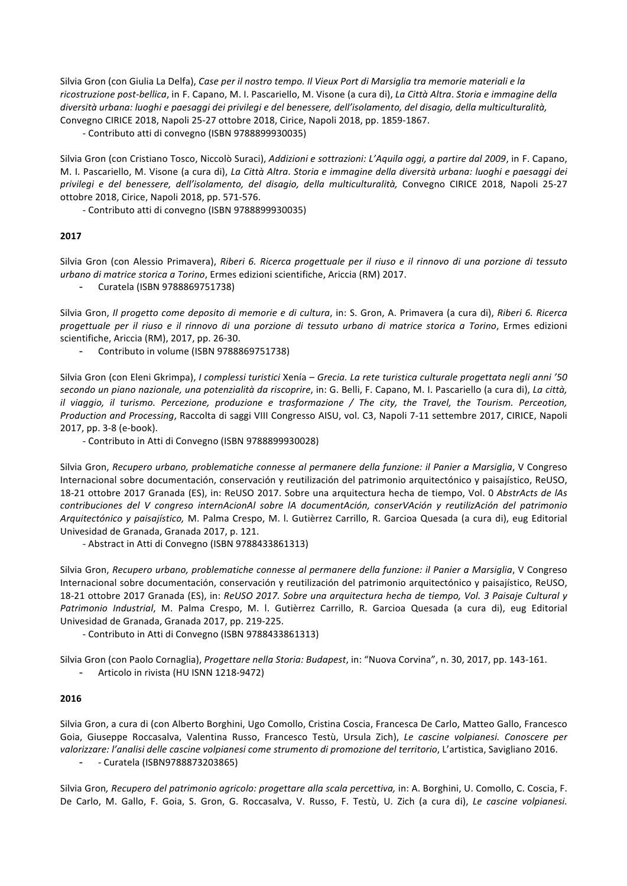Silvia Gron (con Giulia La Delfa), *Case per il nostro tempo. Il Vieux Port di Marsiglia tra memorie materiali e la ricostruzione post-bellica*, in F. Capano, M. I. Pascariello, M. Visone (a cura di), *La Città Altra*. *Storia e immagine della diversità urbana: luoghi e paesaggi dei privilegi e del benessere, dell'isolamento, del disagio, della multiculturalità,* Convegno CIRICE 2018, Napoli 25-27 ottobre 2018, Cirice, Napoli 2018, pp. 1859-1867.

- Contributo atti di convegno (ISBN 9788899930035)

Silvia Gron (con Cristiano Tosco, Niccolò Suraci), *Addizioni e sottrazioni: L'Aquila oggi, a partire dal 2009*, in F. Capano, M. I. Pascariello, M. Visone (a cura di), *La Città Altra. Storia e immagine della diversità urbana: luoghi e paesaggi dei privilegi e del benessere, dell'isolamento, del disagio, della multiculturalità,* Convegno CIRICE 2018, Napoli 25-27 ottobre 2018, Cirice, Napoli 2018, pp. 571-576.

- Contributo atti di convegno (ISBN 9788899930035)

**2017**

Silvia Gron (con Alessio Primavera), *Riberi 6. Ricerca progettuale per il riuso e il rinnovo di una porzione di tessuto urbano di matrice storica a Torino*, Ermes edizioni scientifiche, Ariccia (RM) 2017.

- Curatela (ISBN 9788869751738)

Silvia Gron, *Il progetto come deposito di memorie e di cultura*, in: S. Gron, A. Primavera (a cura di), *Riberi 6. Ricerca progettuale per il riuso e il rinnovo di una porzione di tessuto urbano di matrice storica a Torino*, Ermes edizioni scientifiche, Ariccia (RM), 2017, pp. 26-30.

- Contributo in volume (ISBN 9788869751738)

Silvia Gron (con Eleni Gkrimpa), *I complessi turistici* Xenía *– Grecia. La rete turistica culturale progettata negli anni '50 secondo un piano nazionale, una potenzialità da riscoprire*, in: G. Belli, F. Capano, M. I. Pascariello (a cura di), *La città, il viaggio, il turismo. Percezione, produzione e trasformazione / The city, the Travel, the Tourism. Perceotion, Production and Processing*, Raccolta di saggi VIII Congresso AISU, vol. C3, Napoli 7-11 settembre 2017, CIRICE, Napoli 2017, pp. 3-8 (e-book).

- Contributo in Atti di Convegno (ISBN 9788899930028)

Silvia Gron, *Recupero urbano, problematiche connesse al permanere della funzione: il Panier a Marsiglia*, V Congreso Internacional sobre documentación, conservación y reutilización del patrimonio arquitectónico y paisajístico, ReUSO, 18-21 ottobre 2017 Granada (ES), in: ReUSO 2017. Sobre una arquitectura hecha de tiempo, Vol. 0 *AbstrActs de lAs contribuciones del V congreso internAcionAl sobre lA documentAción, conserVAción y reutilizAción del patrimonio Arquitectónico y paisajístico,* M. Palma Crespo, M. l. Gutièrrez Carrillo, R. Garcioa Quesada (a cura di), eug Editorial Univesidad de Granada, Granada 2017, p. 121.

- Abstract in Atti di Convegno (ISBN 9788433861313)

Silvia Gron, *Recupero urbano, problematiche connesse al permanere della funzione: il Panier a Marsiglia*, V Congreso Internacional sobre documentación, conservación y reutilización del patrimonio arquitectónico y paisajístico, ReUSO, 18-21 ottobre 2017 Granada (ES), in: *ReUSO 2017. Sobre una arquitectura hecha de tiempo, Vol. 3 Paisaje Cultural y Patrimonio Industrial*, M. Palma Crespo, M. l. Gutièrrez Carrillo, R. Garcioa Quesada (a cura di), eug Editorial Univesidad de Granada, Granada 2017, pp. 219-225.

- Contributo in Atti di Convegno (ISBN 9788433861313)

Silvia Gron (con Paolo Cornaglia), *Progettare nella Storia: Budapest*, in: "Nuova Corvina", n. 30, 2017, pp. 143-161.

- Articolo in rivista (HU ISNN 1218-9472)

**2016**

Silvia Gron, a cura di (con Alberto Borghini, Ugo Comollo, Cristina Coscia, Francesca De Carlo, Matteo Gallo, Francesco Goia, Giuseppe Roccasalva, Valentina Russo, Francesco Testù, Ursula Zich), *Le cascine volpianesi. Conoscere per valorizzare: l'analisi delle cascine volpianesi come strumento di promozione del territorio*, L'artistica, Savigliano 2016.

- - Curatela (ISBN9788873203865)

Silvia Gron*, Recupero del patrimonio agricolo: progettare alla scala percettiva,* in: A. Borghini, U. Comollo, C. Coscia, F. De Carlo, M. Gallo, F. Goia, S. Gron, G. Roccasalva, V. Russo, F. Testù, U. Zich (a cura di), *Le cascine volpianesi.*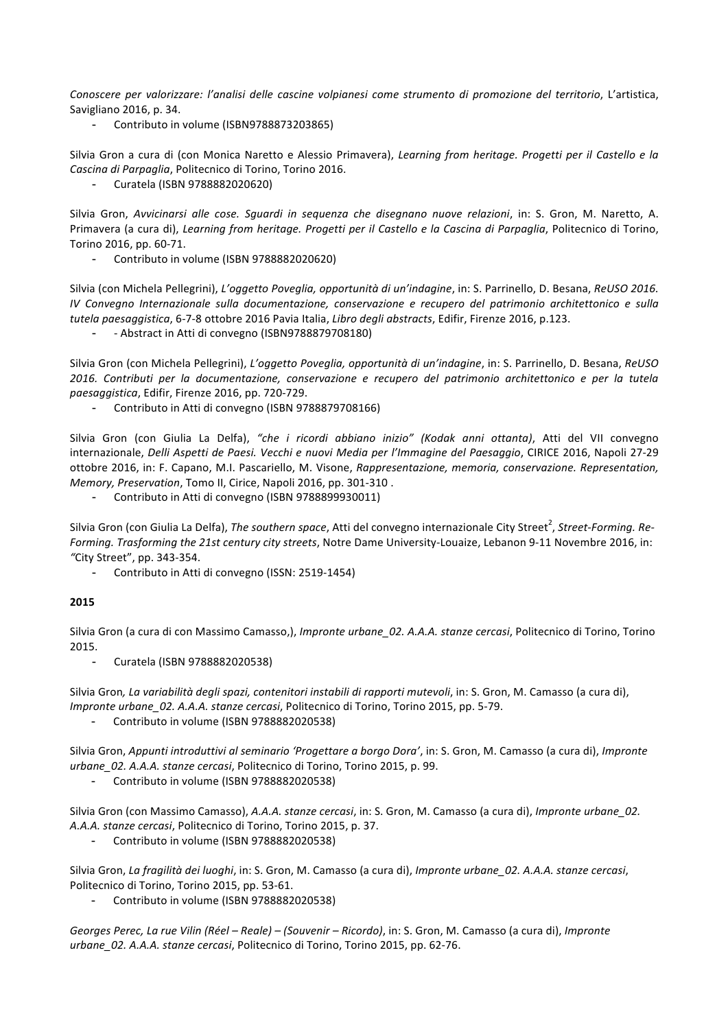*Conoscere per valorizzare: l'analisi delle cascine volpianesi come strumento di promozione del territorio*, L'artistica, Savigliano 2016, p. 34.

- Contributo in volume (ISBN9788873203865)

Silvia Gron a cura di (con Monica Naretto e Alessio Primavera), *Learning from heritage. Progetti per il Castello e la Cascina di Parpaglia*, Politecnico di Torino, Torino 2016.

- Curatela (ISBN 9788882020620)

Silvia Gron, *Avvicinarsi alle cose. Sguardi in sequenza che disegnano nuove relazioni*, in: S. Gron, M. Naretto, A. Primavera (a cura di), *Learning from heritage. Progetti per il Castello e la Cascina di Parpaglia*, Politecnico di Torino, Torino 2016, pp. 60-71.

- Contributo in volume (ISBN 9788882020620)

Silvia (con Michela Pellegrini), *L'oggetto Poveglia, opportunità di un'indagine*, in: S. Parrinello, D. Besana, *ReUSO 2016. IV Convegno Internazionale sulla documentazione, conservazione e recupero del patrimonio architettonico e sulla tutela paesaggistica*, 6-7-8 ottobre 2016 Pavia Italia, *Libro degli abstracts*, Edifir, Firenze 2016, p.123.

- - Abstract in Atti di convegno (ISBN9788879708180)

Silvia Gron (con Michela Pellegrini), *L'oggetto Poveglia, opportunità di un'indagine*, in: S. Parrinello, D. Besana, *ReUSO 2016. Contributi per la documentazione, conservazione e recupero del patrimonio architettonico e per la tutela paesaggistica*, Edifir, Firenze 2016, pp. 720-729.

- Contributo in Atti di convegno (ISBN 9788879708166)

Silvia Gron (con Giulia La Delfa), *"che i ricordi abbiano inizio" (Kodak anni ottanta)*, Atti del VII convegno internazionale, *Delli Aspetti de Paesi. Vecchi e nuovi Media per l'Immagine del Paesaggio*, CIRICE 2016, Napoli 27-29 ottobre 2016, in: F. Capano, M.I. Pascariello, M. Visone, *Rappresentazione, memoria, conservazione. Representation, Memory, Preservation*, Tomo II, Cirice, Napoli 2016, pp. 301-310 .

- Contributo in Atti di convegno (ISBN 9788899930011)

Silvia Gron (con Giulia La Delfa), *The southern space*, Atti del convegno internazionale City Street[2], *Street-Forming. Re-Forming. Trasforming the 21st century city streets*, Notre Dame University-Louaize, Lebanon 9-11 Novembre 2016, in: *"City Street"*, pp. 343-354.

- Contributo in Atti di convegno (ISSN: 2519-1454)

**2015**

Silvia Gron (a cura di con Massimo Camasso,), *Impronte urbane_02. A.A.A. stanze cercasi*, Politecnico di Torino, Torino 2015.

- Curatela (ISBN 9788882020538)

Silvia Gron*, La variabilità degli spazi, contenitori instabili di rapporti mutevoli*, in: S. Gron, M. Camasso (a cura di), *Impronte urbane_02. A.A.A. stanze cercasi*, Politecnico di Torino, Torino 2015, pp. 5-79.

- Contributo in volume (ISBN 9788882020538)

Silvia Gron, *Appunti introduttivi al seminario 'Progettare a borgo Dora'*, in: S. Gron, M. Camasso (a cura di), *Impronte urbane_02. A.A.A. stanze cercasi*, Politecnico di Torino, Torino 2015, p. 99.

- Contributo in volume (ISBN 9788882020538)

Silvia Gron (con Massimo Camasso), *A.A.A. stanze cercasi*, in: S. Gron, M. Camasso (a cura di), *Impronte urbane_02. A.A.A. stanze cercasi*, Politecnico di Torino, Torino 2015, p. 37.

- Contributo in volume (ISBN 9788882020538)

Silvia Gron, *La fragilità dei luoghi*, in: S. Gron, M. Camasso (a cura di), *Impronte urbane_02. A.A.A. stanze cercasi*, Politecnico di Torino, Torino 2015, pp. 53-61.

- Contributo in volume (ISBN 9788882020538)

*Georges Perec, La rue Vilin (Réel – Reale) – (Souvenir – Ricordo)*, in: S. Gron, M. Camasso (a cura di), *Impronte urbane_02. A.A.A. stanze cercasi*, Politecnico di Torino, Torino 2015, pp. 62-76.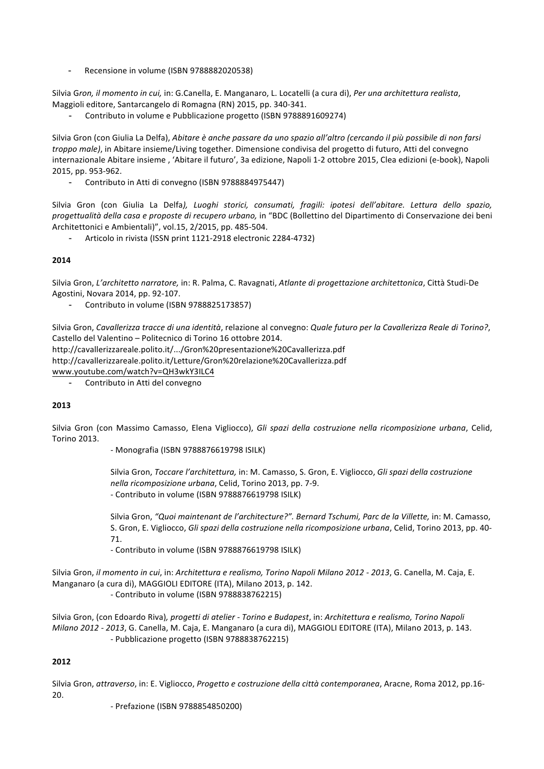- Recensione in volume (ISBN 9788882020538)

Silvia G*ron, il momento in cui,* in: G.Canella, E. Manganaro, L. Locatelli (a cura di), *Per una architettura realista*, Maggioli editore, Santarcangelo di Romagna (RN) 2015, pp. 340-341.

- Contributo in volume e Pubblicazione progetto (ISBN 9788891609274)

Silvia Gron (con Giulia La Delfa), *Abitare è anche passare da uno spazio all'altro (cercando il più possibile di non farsi troppo male)*, in Abitare insieme/Living together. Dimensione condivisa del progetto di futuro, Atti del convegno internazionale Abitare insieme , 'Abitare il futuro', 3a edizione, Napoli 1-2 ottobre 2015, Clea edizioni (e-book), Napoli 2015, pp. 953-962.

- Contributo in Atti di convegno (ISBN 9788884975447)

Silvia Gron (con Giulia La Delfa*), Luoghi storici, consumati, fragili: ipotesi dell'abitare. Lettura dello spazio, progettualità della casa e proposte di recupero urbano,* in "BDC (Bollettino del Dipartimento di Conservazione dei beni Architettonici e Ambientali)", vol.15, 2/2015, pp. 485-504.

- Articolo in rivista (ISSN print 1121-2918 electronic 2284-4732)

**2014**

Silvia Gron, *L'architetto narratore,* in: R. Palma, C. Ravagnati, *Atlante di progettazione architettonica*, Città Studi-De Agostini, Novara 2014, pp. 92-107.

- Contributo in volume (ISBN 9788825173857)

Silvia Gron, *Cavallerizza tracce di una identità*, relazione al convegno: *Quale futuro per la Cavallerizza Reale di Torino?*, Castello del Valentino – Politecnico di Torino 16 ottobre 2014.
http://cavallerizzareale.polito.it/.../Gron%20presentazione%20Cavallerizza.pdf
http://cavallerizzareale.polito.it/Letture/Gron%20relazione%20Cavallerizza.pdf
www.youtube.com/watch?v=QH3wkY3ILC4

- Contributo in Atti del convegno

**2013**

Silvia Gron (con Massimo Camasso, Elena Vigliocco), *Gli spazi della costruzione nella ricomposizione urbana*, Celid, Torino 2013.

- Monografia (ISBN 9788876619798 ISILK)

Silvia Gron, *Toccare l'architettura,* in: M. Camasso, S. Gron, E. Vigliocco, *Gli spazi della costruzione nella ricomposizione urbana*, Celid, Torino 2013, pp. 7-9.
- Contributo in volume (ISBN 9788876619798 ISILK)

Silvia Gron, *"Quoi maintenant de l'architecture?". Bernard Tschumi, Parc de la Villette,* in: M. Camasso, S. Gron, E. Vigliocco, *Gli spazi della costruzione nella ricomposizione urbana*, Celid, Torino 2013, pp. 40-71.
- Contributo in volume (ISBN 9788876619798 ISILK)

Silvia Gron, *il momento in cui*, in: *Architettura e realismo, Torino Napoli Milano 2012 - 2013*, G. Canella, M. Caja, E. Manganaro (a cura di), MAGGIOLI EDITORE (ITA), Milano 2013, p. 142.
- Contributo in volume (ISBN 9788838762215)

Silvia Gron, (con Edoardo Riva)*, progetti di atelier - Torino e Budapest*, in: *Architettura e realismo, Torino Napoli Milano 2012 - 2013*, G. Canella, M. Caja, E. Manganaro (a cura di), MAGGIOLI EDITORE (ITA), Milano 2013, p. 143.
- Pubblicazione progetto (ISBN 9788838762215)

**2012**

Silvia Gron, *attraverso*, in: E. Vigliocco, *Progetto e costruzione della città contemporanea*, Aracne, Roma 2012, pp.16-20.
- Prefazione (ISBN 9788854850200)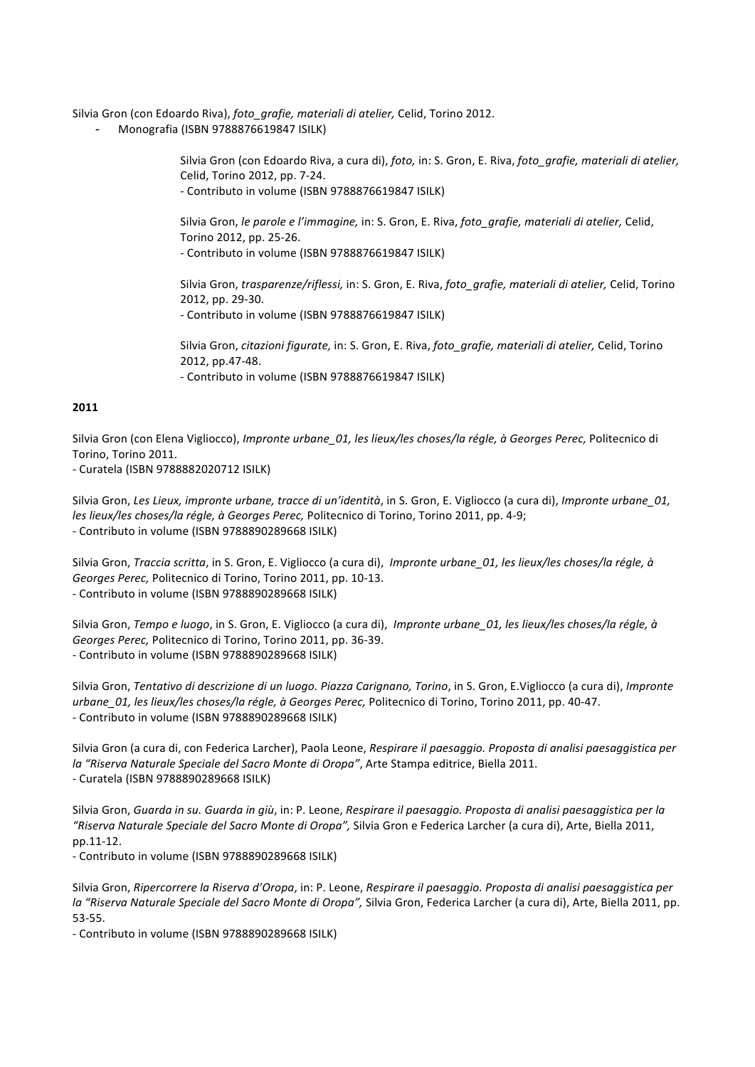Silvia Gron (con Edoardo Riva), *foto_grafie, materiali di atelier,* Celid, Torino 2012.

- Monografia (ISBN 9788876619847 ISILK)

> Silvia Gron (con Edoardo Riva, a cura di), *foto,* in: S. Gron, E. Riva, *foto_grafie, materiali di atelier,* Celid, Torino 2012, pp. 7-24.
> - Contributo in volume (ISBN 9788876619847 ISILK)
>
> Silvia Gron, *le parole e l'immagine,* in: S. Gron, E. Riva, *foto_grafie, materiali di atelier,* Celid, Torino 2012, pp. 25-26.
> - Contributo in volume (ISBN 9788876619847 ISILK)
>
> Silvia Gron, *trasparenze/riflessi,* in: S. Gron, E. Riva, *foto_grafie, materiali di atelier,* Celid, Torino 2012, pp. 29-30.
> - Contributo in volume (ISBN 9788876619847 ISILK)
>
> Silvia Gron, *citazioni figurate,* in: S. Gron, E. Riva, *foto_grafie, materiali di atelier,* Celid, Torino 2012, pp.47-48.
> - Contributo in volume (ISBN 9788876619847 ISILK)

**2011**

Silvia Gron (con Elena Vigliocco), *Impronte urbane_01, les lieux/les choses/la régle, à Georges Perec,* Politecnico di Torino, Torino 2011.
- Curatela (ISBN 9788882020712 ISILK)

Silvia Gron, *Les Lieux, impronte urbane, tracce di un'identità*, in S. Gron, E. Vigliocco (a cura di), *Impronte urbane_01, les lieux/les choses/la régle, à Georges Perec,* Politecnico di Torino, Torino 2011, pp. 4-9;
- Contributo in volume (ISBN 9788890289668 ISILK)

Silvia Gron, *Traccia scritta*, in S. Gron, E. Vigliocco (a cura di), *Impronte urbane_01, les lieux/les choses/la régle, à Georges Perec,* Politecnico di Torino, Torino 2011, pp. 10-13.
- Contributo in volume (ISBN 9788890289668 ISILK)

Silvia Gron, *Tempo e luogo*, in S. Gron, E. Vigliocco (a cura di), *Impronte urbane_01, les lieux/les choses/la régle, à Georges Perec,* Politecnico di Torino, Torino 2011, pp. 36-39.
- Contributo in volume (ISBN 9788890289668 ISILK)

Silvia Gron, *Tentativo di descrizione di un luogo. Piazza Carignano, Torino*, in S. Gron, E.Vigliocco (a cura di), *Impronte urbane_01, les lieux/les choses/la régle, à Georges Perec,* Politecnico di Torino, Torino 2011, pp. 40-47.
- Contributo in volume (ISBN 9788890289668 ISILK)

Silvia Gron (a cura di, con Federica Larcher), Paola Leone, *Respirare il paesaggio. Proposta di analisi paesaggistica per la "Riserva Naturale Speciale del Sacro Monte di Oropa"*, Arte Stampa editrice, Biella 2011.
- Curatela (ISBN 9788890289668 ISILK)

Silvia Gron, *Guarda in su. Guarda in giù*, in: P. Leone, *Respirare il paesaggio. Proposta di analisi paesaggistica per la "Riserva Naturale Speciale del Sacro Monte di Oropa",* Silvia Gron e Federica Larcher (a cura di), Arte, Biella 2011, pp.11-12.
- Contributo in volume (ISBN 9788890289668 ISILK)

Silvia Gron, *Ripercorrere la Riserva d'Oropa*, in: P. Leone, *Respirare il paesaggio. Proposta di analisi paesaggistica per la "Riserva Naturale Speciale del Sacro Monte di Oropa",* Silvia Gron, Federica Larcher (a cura di), Arte, Biella 2011, pp. 53-55.
- Contributo in volume (ISBN 9788890289668 ISILK)